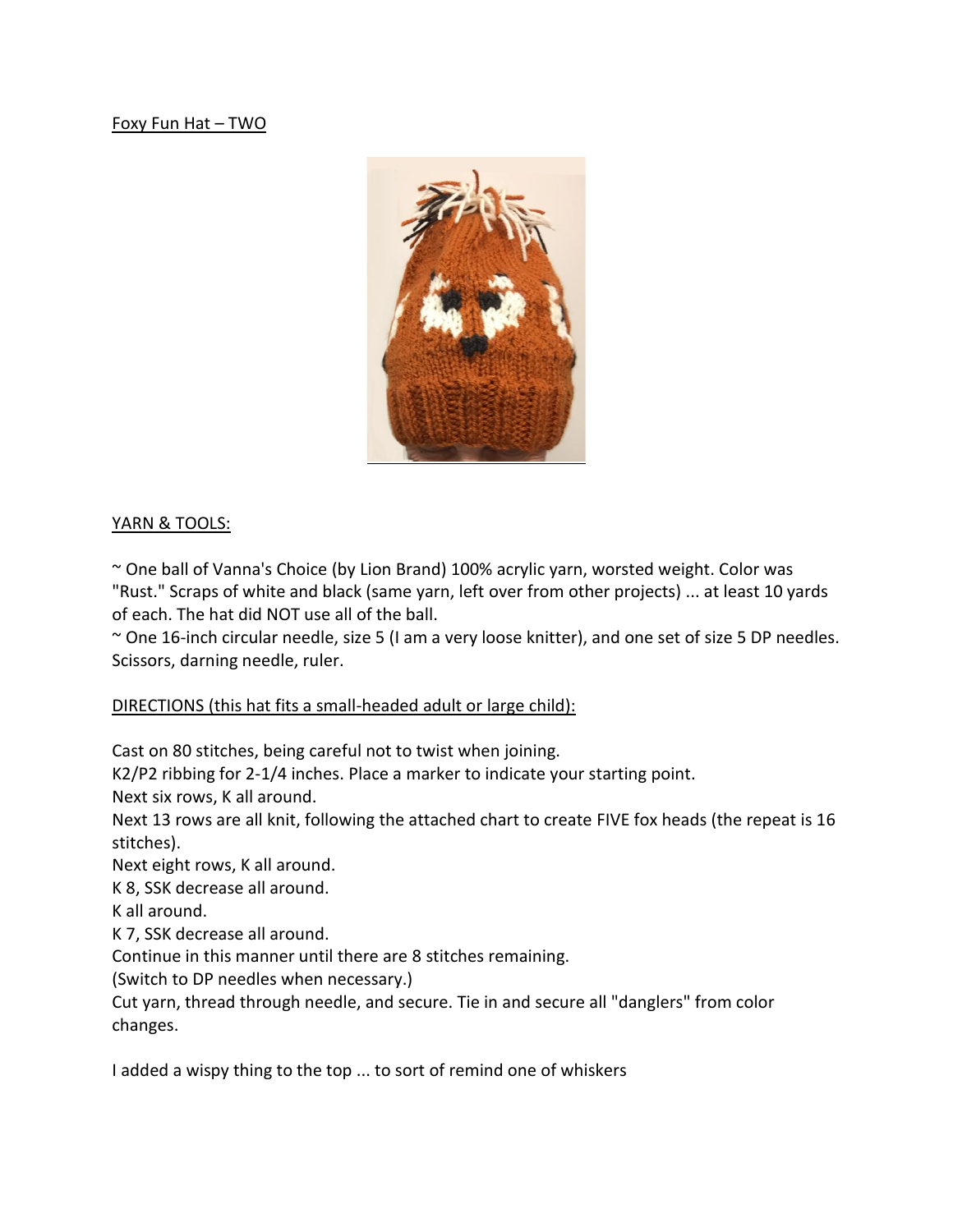Foxy Fun Hat – TWO

YARN & TOOLS:

~ One ball of Vanna's Choice (by Lion Brand) 100% acrylic yarn, worsted weight. Color was "Rust." Scraps of white and black (same yarn, left over from other projects) ... at least 10 yards of each. The hat did NOT use all of the ball.

~ One 16-inch circular needle, size 5 (I am a very loose knitter), and one set of size 5 DP needles. Scissors, darning needle, ruler.

DIRECTIONS (this hat fits a small-headed adult or large child):

Cast on 80 stitches, being careful not to twist when joining.
K2/P2 ribbing for 2-1/4 inches. Place a marker to indicate your starting point.
Next six rows, K all around.
Next 13 rows are all knit, following the attached chart to create FIVE fox heads (the repeat is 16 stitches).
Next eight rows, K all around.
K 8, SSK decrease all around.
K all around.
K 7, SSK decrease all around.
Continue in this manner until there are 8 stitches remaining.
(Switch to DP needles when necessary.)
Cut yarn, thread through needle, and secure. Tie in and secure all "danglers" from color changes.

I added a wispy thing to the top ... to sort of remind one of whiskers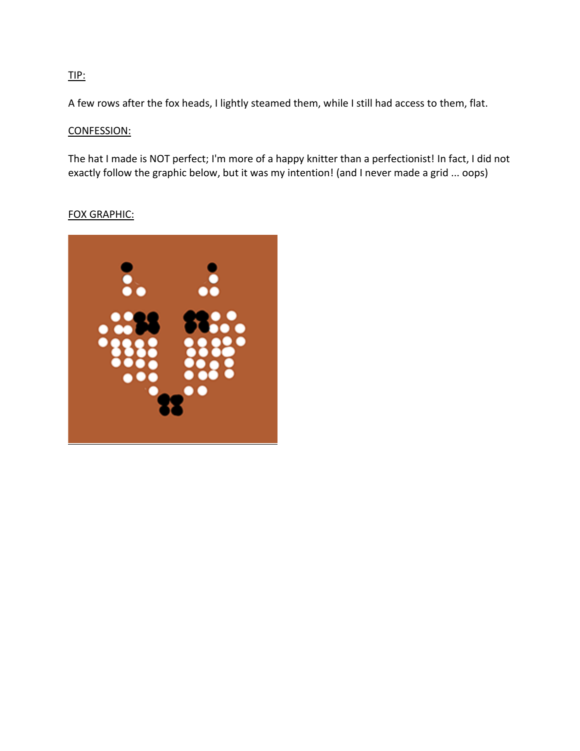TIP:

A few rows after the fox heads, I lightly steamed them, while I still had access to them, flat.

CONFESSION:

The hat I made is NOT perfect; I'm more of a happy knitter than a perfectionist! In fact, I did not exactly follow the graphic below, but it was my intention! (and I never made a grid ... oops)

FOX GRAPHIC: